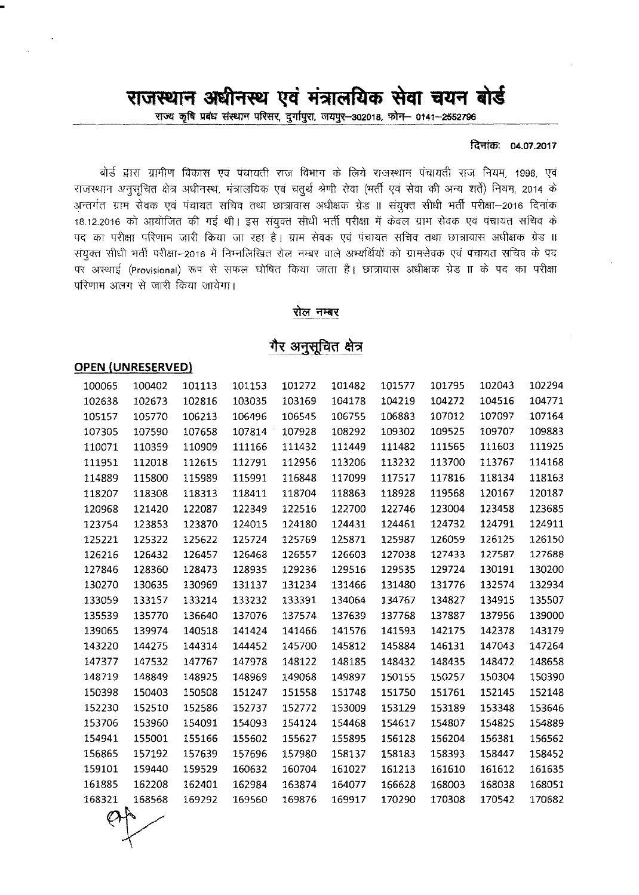# राजस्थान अधीनस्थ एवं मंत्रालयिक सेवा चयन बोर्ड

राज्य कृषि प्रबंध संस्थान परिसर, दुर्गापुरा, जयपुर–302018, फोन– 0141–2552796

दिनांक: 04.07.2017

बोर्ड द्वारा ग्रामीण विकास एवं पंचायती राज विभाग के लिये राजस्थान पंचायती राज नियम, 1996, एवं राजस्थान अनुसूचित क्षेत्र अधीनस्थ, मंत्रालयिक एवं चतुर्थ श्रेणी सेवा (भर्ती एवं सेवा की अन्य शर्तें) नियम, 2014 के अन्तर्गत ग्राम सेवक एवं पंचायत सचिव तथा छात्रावास अधीक्षक ग्रेड II संयुक्त सीधी भर्ती परीक्षा–2016 दिनांक 18.12.2016 को आयोजित की गई थी। इस संयुक्त सीधी भर्ती परीक्षा में केवल ग्राम सेवक एवं पंचायत सचिव के पद का परीक्षा परिणाम जारी किया जा रहा है। ग्राम सेवक एवं पंचायत सचिव तथा छात्रावास अधीक्षक ग्रेड II संयुक्त सीधी भर्ती परीक्षा–2016 में निम्नलिखित रोल नम्बर वाले अभ्यर्थियों को ग्रामसेवक एवं पंचायत सचिव के पद पर अस्थाई (Provisional) रूप से सफल घोषित किया जाता है। छात्रावास अधीक्षक ग्रेड II के पद का परीक्षा परिणाम अलग से जारी किया जायेगा।

## रोल नम्बर

## गैर अनुसूचित क्षेत्र

**OPEN (UNRESERVED)**

| | | | | | | | | | |
|---|---|---|---|---|---|---|---|---|---|
| 100065 | 100402 | 101113 | 101153 | 101272 | 101482 | 101577 | 101795 | 102043 | 102294 |
| 102638 | 102673 | 102816 | 103035 | 103169 | 104178 | 104219 | 104272 | 104516 | 104771 |
| 105157 | 105770 | 106213 | 106496 | 106545 | 106755 | 106883 | 107012 | 107097 | 107164 |
| 107305 | 107590 | 107658 | 107814 | 107928 | 108292 | 109302 | 109525 | 109707 | 109883 |
| 110071 | 110359 | 110909 | 111166 | 111432 | 111449 | 111482 | 111565 | 111603 | 111925 |
| 111951 | 112018 | 112615 | 112791 | 112956 | 113206 | 113232 | 113700 | 113767 | 114168 |
| 114889 | 115800 | 115989 | 115991 | 116848 | 117099 | 117517 | 117816 | 118134 | 118163 |
| 118207 | 118308 | 118313 | 118411 | 118704 | 118863 | 118928 | 119568 | 120167 | 120187 |
| 120968 | 121420 | 122087 | 122349 | 122516 | 122700 | 122746 | 123004 | 123458 | 123685 |
| 123754 | 123853 | 123870 | 124015 | 124180 | 124431 | 124461 | 124732 | 124791 | 124911 |
| 125221 | 125322 | 125622 | 125724 | 125769 | 125871 | 125987 | 126059 | 126125 | 126150 |
| 126216 | 126432 | 126457 | 126468 | 126557 | 126603 | 127038 | 127433 | 127587 | 127688 |
| 127846 | 128360 | 128473 | 128935 | 129236 | 129516 | 129535 | 129724 | 130191 | 130200 |
| 130270 | 130635 | 130969 | 131137 | 131234 | 131466 | 131480 | 131776 | 132574 | 132934 |
| 133059 | 133157 | 133214 | 133232 | 133391 | 134064 | 134767 | 134827 | 134915 | 135507 |
| 135539 | 135770 | 136640 | 137076 | 137574 | 137639 | 137768 | 137887 | 137956 | 139000 |
| 139065 | 139974 | 140518 | 141424 | 141466 | 141576 | 141593 | 142175 | 142378 | 143179 |
| 143220 | 144275 | 144314 | 144452 | 145700 | 145812 | 145884 | 146131 | 147043 | 147264 |
| 147377 | 147532 | 147767 | 147978 | 148122 | 148185 | 148432 | 148435 | 148472 | 148658 |
| 148719 | 148849 | 148925 | 148969 | 149068 | 149897 | 150155 | 150257 | 150304 | 150390 |
| 150398 | 150403 | 150508 | 151247 | 151558 | 151748 | 151750 | 151761 | 152145 | 152148 |
| 152230 | 152510 | 152586 | 152737 | 152772 | 153009 | 153129 | 153189 | 153348 | 153646 |
| 153706 | 153960 | 154091 | 154093 | 154124 | 154468 | 154617 | 154807 | 154825 | 154889 |
| 154941 | 155001 | 155166 | 155602 | 155627 | 155895 | 156128 | 156204 | 156381 | 156562 |
| 156865 | 157192 | 157639 | 157696 | 157980 | 158137 | 158183 | 158393 | 158447 | 158452 |
| 159101 | 159440 | 159529 | 160632 | 160704 | 161027 | 161213 | 161610 | 161612 | 161635 |
| 161885 | 162208 | 162401 | 162984 | 163874 | 164077 | 166628 | 168003 | 168038 | 168051 |
| 168321 | 168568 | 169292 | 169560 | 169876 | 169917 | 170290 | 170308 | 170542 | 170682 |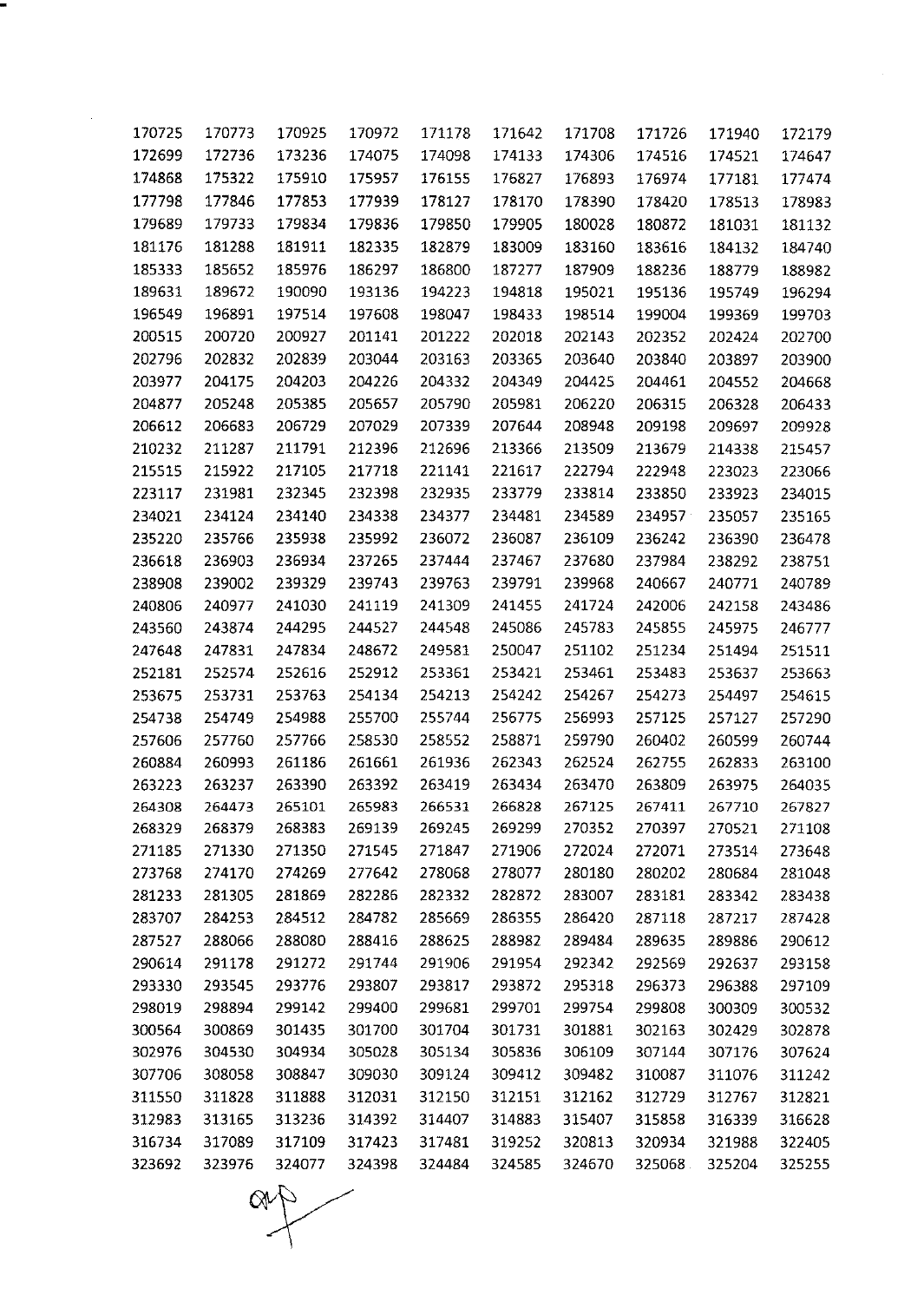| | | | | | | | | | |
|---|---|---|---|---|---|---|---|---|---|
| 170725 | 170773 | 170925 | 170972 | 171178 | 171642 | 171708 | 171726 | 171940 | 172179 |
| 172699 | 172736 | 173236 | 174075 | 174098 | 174133 | 174306 | 174516 | 174521 | 174647 |
| 174868 | 175322 | 175910 | 175957 | 176155 | 176827 | 176893 | 176974 | 177181 | 177474 |
| 177798 | 177846 | 177853 | 177939 | 178127 | 178170 | 178390 | 178420 | 178513 | 178983 |
| 179689 | 179733 | 179834 | 179836 | 179850 | 179905 | 180028 | 180872 | 181031 | 181132 |
| 181176 | 181288 | 181911 | 182335 | 182879 | 183009 | 183160 | 183616 | 184132 | 184740 |
| 185333 | 185652 | 185976 | 186297 | 186800 | 187277 | 187909 | 188236 | 188779 | 188982 |
| 189631 | 189672 | 190090 | 193136 | 194223 | 194818 | 195021 | 195136 | 195749 | 196294 |
| 196549 | 196891 | 197514 | 197608 | 198047 | 198433 | 198514 | 199004 | 199369 | 199703 |
| 200515 | 200720 | 200927 | 201141 | 201222 | 202018 | 202143 | 202352 | 202424 | 202700 |
| 202796 | 202832 | 202839 | 203044 | 203163 | 203365 | 203640 | 203840 | 203897 | 203900 |
| 203977 | 204175 | 204203 | 204226 | 204332 | 204349 | 204425 | 204461 | 204552 | 204668 |
| 204877 | 205248 | 205385 | 205657 | 205790 | 205981 | 206220 | 206315 | 206328 | 206433 |
| 206612 | 206683 | 206729 | 207029 | 207339 | 207644 | 208948 | 209198 | 209697 | 209928 |
| 210232 | 211287 | 211791 | 212396 | 212696 | 213366 | 213509 | 213679 | 214338 | 215457 |
| 215515 | 215922 | 217105 | 217718 | 221141 | 221617 | 222794 | 222948 | 223023 | 223066 |
| 223117 | 231981 | 232345 | 232398 | 232935 | 233779 | 233814 | 233850 | 233923 | 234015 |
| 234021 | 234124 | 234140 | 234338 | 234377 | 234481 | 234589 | 234957 | 235057 | 235165 |
| 235220 | 235766 | 235938 | 235992 | 236072 | 236087 | 236109 | 236242 | 236390 | 236478 |
| 236618 | 236903 | 236934 | 237265 | 237444 | 237467 | 237680 | 237984 | 238292 | 238751 |
| 238908 | 239002 | 239329 | 239743 | 239763 | 239791 | 239968 | 240667 | 240771 | 240789 |
| 240806 | 240977 | 241030 | 241119 | 241309 | 241455 | 241724 | 242006 | 242158 | 243486 |
| 243560 | 243874 | 244295 | 244527 | 244548 | 245086 | 245783 | 245855 | 245975 | 246777 |
| 247648 | 247831 | 247834 | 248672 | 249581 | 250047 | 251102 | 251234 | 251494 | 251511 |
| 252181 | 252574 | 252616 | 252912 | 253361 | 253421 | 253461 | 253483 | 253637 | 253663 |
| 253675 | 253731 | 253763 | 254134 | 254213 | 254242 | 254267 | 254273 | 254497 | 254615 |
| 254738 | 254749 | 254988 | 255700 | 255744 | 256775 | 256993 | 257125 | 257127 | 257290 |
| 257606 | 257760 | 257766 | 258530 | 258552 | 258871 | 259790 | 260402 | 260599 | 260744 |
| 260884 | 260993 | 261186 | 261661 | 261936 | 262343 | 262524 | 262755 | 262833 | 263100 |
| 263223 | 263237 | 263390 | 263392 | 263419 | 263434 | 263470 | 263809 | 263975 | 264035 |
| 264308 | 264473 | 265101 | 265983 | 266531 | 266828 | 267125 | 267411 | 267710 | 267827 |
| 268329 | 268379 | 268383 | 269139 | 269245 | 269299 | 270352 | 270397 | 270521 | 271108 |
| 271185 | 271330 | 271350 | 271545 | 271847 | 271906 | 272024 | 272071 | 273514 | 273648 |
| 273768 | 274170 | 274269 | 277642 | 278068 | 278077 | 280180 | 280202 | 280684 | 281048 |
| 281233 | 281305 | 281869 | 282286 | 282332 | 282872 | 283007 | 283181 | 283342 | 283438 |
| 283707 | 284253 | 284512 | 284782 | 285669 | 286355 | 286420 | 287118 | 287217 | 287428 |
| 287527 | 288066 | 288080 | 288416 | 288625 | 288982 | 289484 | 289635 | 289886 | 290612 |
| 290614 | 291178 | 291272 | 291744 | 291906 | 291954 | 292342 | 292569 | 292637 | 293158 |
| 293330 | 293545 | 293776 | 293807 | 293817 | 293872 | 295318 | 296373 | 296388 | 297109 |
| 298019 | 298894 | 299142 | 299400 | 299681 | 299701 | 299754 | 299808 | 300309 | 300532 |
| 300564 | 300869 | 301435 | 301700 | 301704 | 301731 | 301881 | 302163 | 302429 | 302878 |
| 302976 | 304530 | 304934 | 305028 | 305134 | 305836 | 306109 | 307144 | 307176 | 307624 |
| 307706 | 308058 | 308847 | 309030 | 309124 | 309412 | 309482 | 310087 | 311076 | 311242 |
| 311550 | 311828 | 311888 | 312031 | 312150 | 312151 | 312162 | 312729 | 312767 | 312821 |
| 312983 | 313165 | 313236 | 314392 | 314407 | 314883 | 315407 | 315858 | 316339 | 316628 |
| 316734 | 317089 | 317109 | 317423 | 317481 | 319252 | 320813 | 320934 | 321988 | 322405 |
| 323692 | 323976 | 324077 | 324398 | 324484 | 324585 | 324670 | 325068 | 325204 | 325255 |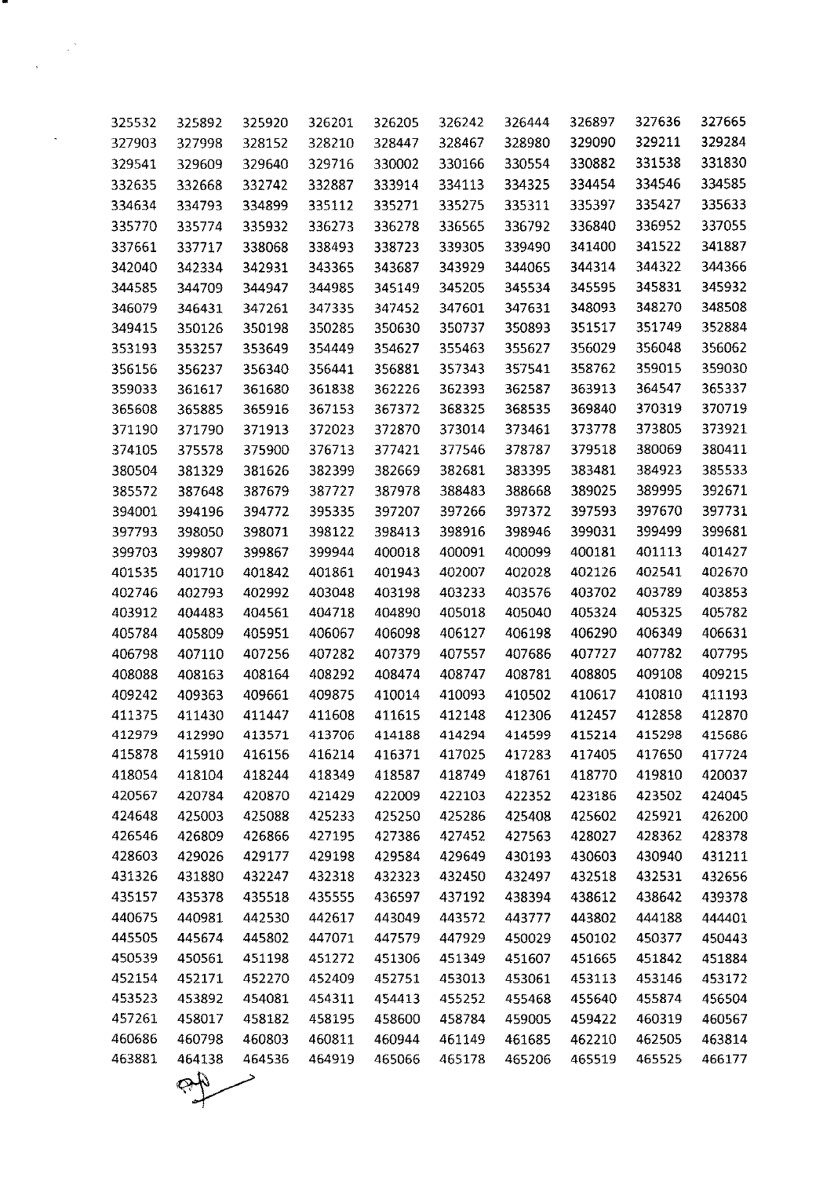| | | | | | | | | | |
|---|---|---|---|---|---|---|---|---|---|
| 325532 | 325892 | 325920 | 326201 | 326205 | 326242 | 326444 | 326897 | 327636 | 327665 |
| 327903 | 327998 | 328152 | 328210 | 328447 | 328467 | 328980 | 329090 | 329211 | 329284 |
| 329541 | 329609 | 329640 | 329716 | 330002 | 330166 | 330554 | 330882 | 331538 | 331830 |
| 332635 | 332668 | 332742 | 332887 | 333914 | 334113 | 334325 | 334454 | 334546 | 334585 |
| 334634 | 334793 | 334899 | 335112 | 335271 | 335275 | 335311 | 335397 | 335427 | 335633 |
| 335770 | 335774 | 335932 | 336273 | 336278 | 336565 | 336792 | 336840 | 336952 | 337055 |
| 337661 | 337717 | 338068 | 338493 | 338723 | 339305 | 339490 | 341400 | 341522 | 341887 |
| 342040 | 342334 | 342931 | 343365 | 343687 | 343929 | 344065 | 344314 | 344322 | 344366 |
| 344585 | 344709 | 344947 | 344985 | 345149 | 345205 | 345534 | 345595 | 345831 | 345932 |
| 346079 | 346431 | 347261 | 347335 | 347452 | 347601 | 347631 | 348093 | 348270 | 348508 |
| 349415 | 350126 | 350198 | 350285 | 350630 | 350737 | 350893 | 351517 | 351749 | 352884 |
| 353193 | 353257 | 353649 | 354449 | 354627 | 355463 | 355627 | 356029 | 356048 | 356062 |
| 356156 | 356237 | 356340 | 356441 | 356881 | 357343 | 357541 | 358762 | 359015 | 359030 |
| 359033 | 361617 | 361680 | 361838 | 362226 | 362393 | 362587 | 363913 | 364547 | 365337 |
| 365608 | 365885 | 365916 | 367153 | 367372 | 368325 | 368535 | 369840 | 370319 | 370719 |
| 371190 | 371790 | 371913 | 372023 | 372870 | 373014 | 373461 | 373778 | 373805 | 373921 |
| 374105 | 375578 | 375900 | 376713 | 377421 | 377546 | 378787 | 379518 | 380069 | 380411 |
| 380504 | 381329 | 381626 | 382399 | 382669 | 382681 | 383395 | 383481 | 384923 | 385533 |
| 385572 | 387648 | 387679 | 387727 | 387978 | 388483 | 388668 | 389025 | 389995 | 392671 |
| 394001 | 394196 | 394772 | 395335 | 397207 | 397266 | 397372 | 397593 | 397670 | 397731 |
| 397793 | 398050 | 398071 | 398122 | 398413 | 398916 | 398946 | 399031 | 399499 | 399681 |
| 399703 | 399807 | 399867 | 399944 | 400018 | 400091 | 400099 | 400181 | 401113 | 401427 |
| 401535 | 401710 | 401842 | 401861 | 401943 | 402007 | 402028 | 402126 | 402541 | 402670 |
| 402746 | 402793 | 402992 | 403048 | 403198 | 403233 | 403576 | 403702 | 403789 | 403853 |
| 403912 | 404483 | 404561 | 404718 | 404890 | 405018 | 405040 | 405324 | 405325 | 405782 |
| 405784 | 405809 | 405951 | 406067 | 406098 | 406127 | 406198 | 406290 | 406349 | 406631 |
| 406798 | 407110 | 407256 | 407282 | 407379 | 407557 | 407686 | 407727 | 407782 | 407795 |
| 408088 | 408163 | 408164 | 408292 | 408474 | 408747 | 408781 | 408805 | 409108 | 409215 |
| 409242 | 409363 | 409661 | 409875 | 410014 | 410093 | 410502 | 410617 | 410810 | 411193 |
| 411375 | 411430 | 411447 | 411608 | 411615 | 412148 | 412306 | 412457 | 412858 | 412870 |
| 412979 | 412990 | 413571 | 413706 | 414188 | 414294 | 414599 | 415214 | 415298 | 415686 |
| 415878 | 415910 | 416156 | 416214 | 416371 | 417025 | 417283 | 417405 | 417650 | 417724 |
| 418054 | 418104 | 418244 | 418349 | 418587 | 418749 | 418761 | 418770 | 419810 | 420037 |
| 420567 | 420784 | 420870 | 421429 | 422009 | 422103 | 422352 | 423186 | 423502 | 424045 |
| 424648 | 425003 | 425088 | 425233 | 425250 | 425286 | 425408 | 425602 | 425921 | 426200 |
| 426546 | 426809 | 426866 | 427195 | 427386 | 427452 | 427563 | 428027 | 428362 | 428378 |
| 428603 | 429026 | 429177 | 429198 | 429584 | 429649 | 430193 | 430603 | 430940 | 431211 |
| 431326 | 431880 | 432247 | 432318 | 432323 | 432450 | 432497 | 432518 | 432531 | 432656 |
| 435157 | 435378 | 435518 | 435555 | 436597 | 437192 | 438394 | 438612 | 438642 | 439378 |
| 440675 | 440981 | 442530 | 442617 | 443049 | 443572 | 443777 | 443802 | 444188 | 444401 |
| 445505 | 445674 | 445802 | 447071 | 447579 | 447929 | 450029 | 450102 | 450377 | 450443 |
| 450539 | 450561 | 451198 | 451272 | 451306 | 451349 | 451607 | 451665 | 451842 | 451884 |
| 452154 | 452171 | 452270 | 452409 | 452751 | 453013 | 453061 | 453113 | 453146 | 453172 |
| 453523 | 453892 | 454081 | 454311 | 454413 | 455252 | 455468 | 455640 | 455874 | 456504 |
| 457261 | 458017 | 458182 | 458195 | 458600 | 458784 | 459005 | 459422 | 460319 | 460567 |
| 460686 | 460798 | 460803 | 460811 | 460944 | 461149 | 461685 | 462210 | 462505 | 463814 |
| 463881 | 464138 | 464536 | 464919 | 465066 | 465178 | 465206 | 465519 | 465525 | 466177 |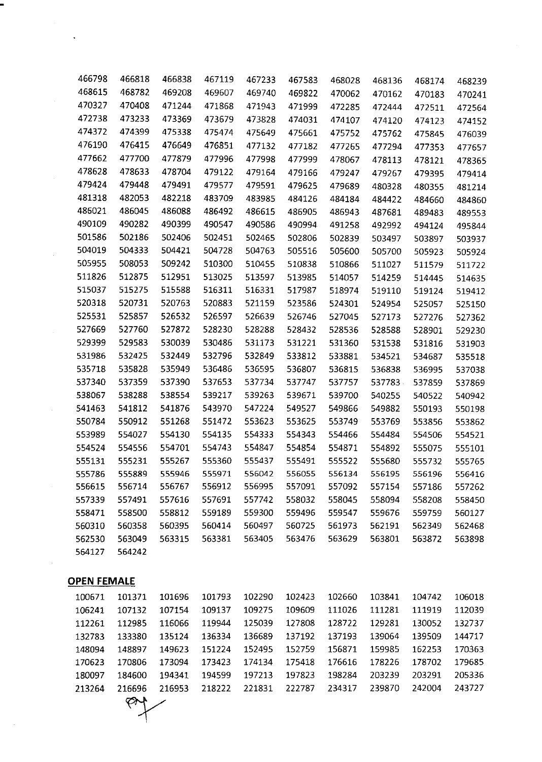| | | | | | | | | | |
|---|---|---|---|---|---|---|---|---|---|
| 466798 | 466818 | 466838 | 467119 | 467233 | 467583 | 468028 | 468136 | 468174 | 468239 |
| 468615 | 468782 | 469208 | 469607 | 469740 | 469822 | 470062 | 470162 | 470183 | 470241 |
| 470327 | 470408 | 471244 | 471868 | 471943 | 471999 | 472285 | 472444 | 472511 | 472564 |
| 472738 | 473233 | 473369 | 473679 | 473828 | 474031 | 474107 | 474120 | 474123 | 474152 |
| 474372 | 474399 | 475338 | 475474 | 475649 | 475661 | 475752 | 475762 | 475845 | 476039 |
| 476190 | 476415 | 476649 | 476851 | 477132 | 477182 | 477265 | 477294 | 477353 | 477657 |
| 477662 | 477700 | 477879 | 477996 | 477998 | 477999 | 478067 | 478113 | 478121 | 478365 |
| 478628 | 478633 | 478704 | 479122 | 479164 | 479166 | 479247 | 479267 | 479395 | 479414 |
| 479424 | 479448 | 479491 | 479577 | 479591 | 479625 | 479689 | 480328 | 480355 | 481214 |
| 481318 | 482053 | 482218 | 483709 | 483985 | 484126 | 484184 | 484422 | 484660 | 484860 |
| 486021 | 486045 | 486088 | 486492 | 486615 | 486905 | 486943 | 487681 | 489483 | 489553 |
| 490109 | 490282 | 490399 | 490547 | 490586 | 490994 | 491258 | 492992 | 494124 | 495844 |
| 501586 | 502186 | 502406 | 502451 | 502465 | 502806 | 502839 | 503497 | 503897 | 503937 |
| 504019 | 504333 | 504421 | 504728 | 504763 | 505516 | 505600 | 505700 | 505923 | 505924 |
| 505955 | 508053 | 509242 | 510300 | 510455 | 510838 | 510866 | 511027 | 511579 | 511722 |
| 511826 | 512875 | 512951 | 513025 | 513597 | 513985 | 514057 | 514259 | 514445 | 514635 |
| 515037 | 515275 | 515588 | 516311 | 516331 | 517987 | 518974 | 519110 | 519124 | 519412 |
| 520318 | 520731 | 520763 | 520883 | 521159 | 523586 | 524301 | 524954 | 525057 | 525150 |
| 525531 | 525857 | 526532 | 526597 | 526639 | 526746 | 527045 | 527173 | 527276 | 527362 |
| 527669 | 527760 | 527872 | 528230 | 528288 | 528432 | 528536 | 528588 | 528901 | 529230 |
| 529399 | 529583 | 530039 | 530486 | 531173 | 531221 | 531360 | 531538 | 531816 | 531903 |
| 531986 | 532425 | 532449 | 532796 | 532849 | 533812 | 533881 | 534521 | 534687 | 535518 |
| 535718 | 535828 | 535949 | 536486 | 536595 | 536807 | 536815 | 536838 | 536995 | 537038 |
| 537340 | 537359 | 537390 | 537653 | 537734 | 537747 | 537757 | 537783 | 537859 | 537869 |
| 538067 | 538288 | 538554 | 539217 | 539263 | 539671 | 539700 | 540255 | 540522 | 540942 |
| 541463 | 541812 | 541876 | 543970 | 547224 | 549527 | 549866 | 549882 | 550193 | 550198 |
| 550784 | 550912 | 551268 | 551472 | 553623 | 553625 | 553749 | 553769 | 553856 | 553862 |
| 553989 | 554027 | 554130 | 554135 | 554333 | 554343 | 554466 | 554484 | 554506 | 554521 |
| 554524 | 554556 | 554701 | 554743 | 554847 | 554854 | 554871 | 554892 | 555075 | 555101 |
| 555131 | 555231 | 555267 | 555360 | 555437 | 555491 | 555522 | 555680 | 555732 | 555765 |
| 555786 | 555889 | 555946 | 555971 | 556042 | 556055 | 556134 | 556195 | 556196 | 556416 |
| 556615 | 556714 | 556767 | 556912 | 556995 | 557091 | 557092 | 557154 | 557186 | 557262 |
| 557339 | 557491 | 557616 | 557691 | 557742 | 558032 | 558045 | 558094 | 558208 | 558450 |
| 558471 | 558500 | 558812 | 559189 | 559300 | 559496 | 559547 | 559676 | 559759 | 560127 |
| 560310 | 560358 | 560395 | 560414 | 560497 | 560725 | 561973 | 562191 | 562349 | 562468 |
| 562530 | 563049 | 563315 | 563381 | 563405 | 563476 | 563629 | 563801 | 563872 | 563898 |
| 564127 | 564242 | | | | | | | | |

## OPEN FEMALE

| | | | | | | | | | |
|---|---|---|---|---|---|---|---|---|---|
| 100671 | 101371 | 101696 | 101793 | 102290 | 102423 | 102660 | 103841 | 104742 | 106018 |
| 106241 | 107132 | 107154 | 109137 | 109275 | 109609 | 111026 | 111281 | 111919 | 112039 |
| 112261 | 112985 | 116066 | 119944 | 125039 | 127808 | 128722 | 129281 | 130052 | 132737 |
| 132783 | 133380 | 135124 | 136334 | 136689 | 137192 | 137193 | 139064 | 139509 | 144717 |
| 148094 | 148897 | 149623 | 151224 | 152495 | 152759 | 156871 | 159985 | 162253 | 170363 |
| 170623 | 170806 | 173094 | 173423 | 174134 | 175418 | 176616 | 178226 | 178702 | 179685 |
| 180097 | 184600 | 194341 | 194599 | 197213 | 197823 | 198284 | 203239 | 203291 | 205336 |
| 213264 | 216696 | 216953 | 218222 | 221831 | 222787 | 234317 | 239870 | 242004 | 243727 |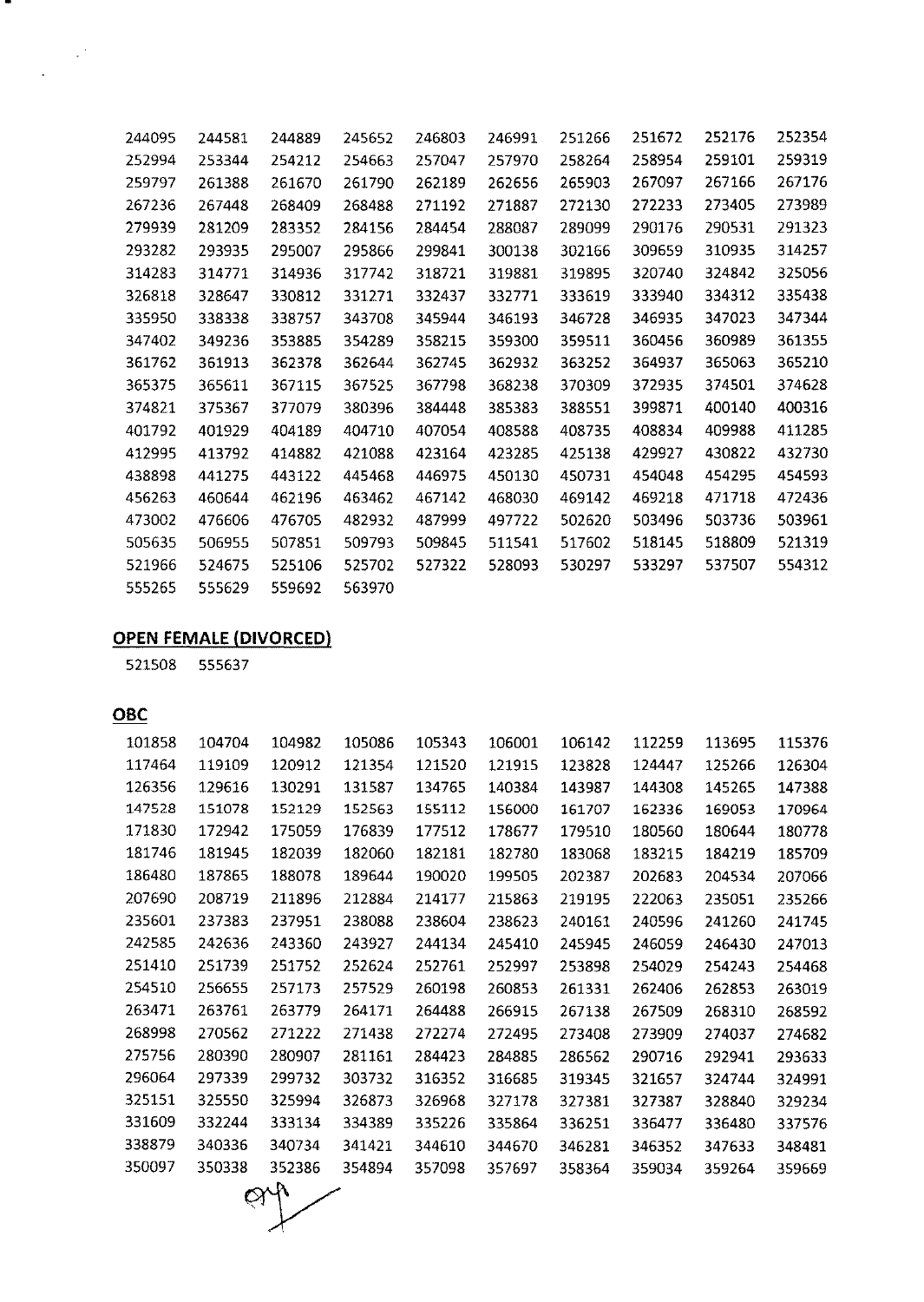| | | | | | | | | | |
|---|---|---|---|---|---|---|---|---|---|
| 244095 | 244581 | 244889 | 245652 | 246803 | 246991 | 251266 | 251672 | 252176 | 252354 |
| 252994 | 253344 | 254212 | 254663 | 257047 | 257970 | 258264 | 258954 | 259101 | 259319 |
| 259797 | 261388 | 261670 | 261790 | 262189 | 262656 | 265903 | 267097 | 267166 | 267176 |
| 267236 | 267448 | 268409 | 268488 | 271192 | 271887 | 272130 | 272233 | 273405 | 273989 |
| 279939 | 281209 | 283352 | 284156 | 284454 | 288087 | 289099 | 290176 | 290531 | 291323 |
| 293282 | 293935 | 295007 | 295866 | 299841 | 300138 | 302166 | 309659 | 310935 | 314257 |
| 314283 | 314771 | 314936 | 317742 | 318721 | 319881 | 319895 | 320740 | 324842 | 325056 |
| 326818 | 328647 | 330812 | 331271 | 332437 | 332771 | 333619 | 333940 | 334312 | 335438 |
| 335950 | 338338 | 338757 | 343708 | 345944 | 346193 | 346728 | 346935 | 347023 | 347344 |
| 347402 | 349236 | 353885 | 354289 | 358215 | 359300 | 359511 | 360456 | 360989 | 361355 |
| 361762 | 361913 | 362378 | 362644 | 362745 | 362932 | 363252 | 364937 | 365063 | 365210 |
| 365375 | 365611 | 367115 | 367525 | 367798 | 368238 | 370309 | 372935 | 374501 | 374628 |
| 374821 | 375367 | 377079 | 380396 | 384448 | 385383 | 388551 | 399871 | 400140 | 400316 |
| 401792 | 401929 | 404189 | 404710 | 407054 | 408588 | 408735 | 408834 | 409988 | 411285 |
| 412995 | 413792 | 414882 | 421088 | 423164 | 423285 | 425138 | 429927 | 430822 | 432730 |
| 438898 | 441275 | 443122 | 445468 | 446975 | 450130 | 450731 | 454048 | 454295 | 454593 |
| 456263 | 460644 | 462196 | 463462 | 467142 | 468030 | 469142 | 469218 | 471718 | 472436 |
| 473002 | 476606 | 476705 | 482932 | 487999 | 497722 | 502620 | 503496 | 503736 | 503961 |
| 505635 | 506955 | 507851 | 509793 | 509845 | 511541 | 517602 | 518145 | 518809 | 521319 |
| 521966 | 524675 | 525106 | 525702 | 527322 | 528093 | 530297 | 533297 | 537507 | 554312 |
| 555265 | 555629 | 559692 | 563970 | | | | | | |

**OPEN FEMALE (DIVORCED)**

521508 555637

**OBC**

| | | | | | | | | | |
|---|---|---|---|---|---|---|---|---|---|
| 101858 | 104704 | 104982 | 105086 | 105343 | 106001 | 106142 | 112259 | 113695 | 115376 |
| 117464 | 119109 | 120912 | 121354 | 121520 | 121915 | 123828 | 124447 | 125266 | 126304 |
| 126356 | 129616 | 130291 | 131587 | 134765 | 140384 | 143987 | 144308 | 145265 | 147388 |
| 147528 | 151078 | 152129 | 152563 | 155112 | 156000 | 161707 | 162336 | 169053 | 170964 |
| 171830 | 172942 | 175059 | 176839 | 177512 | 178677 | 179510 | 180560 | 180644 | 180778 |
| 181746 | 181945 | 182039 | 182060 | 182181 | 182780 | 183068 | 183215 | 184219 | 185709 |
| 186480 | 187865 | 188078 | 189644 | 190020 | 199505 | 202387 | 202683 | 204534 | 207066 |
| 207690 | 208719 | 211896 | 212884 | 214177 | 215863 | 219195 | 222063 | 235051 | 235266 |
| 235601 | 237383 | 237951 | 238088 | 238604 | 238623 | 240161 | 240596 | 241260 | 241745 |
| 242585 | 242636 | 243360 | 243927 | 244134 | 245410 | 245945 | 246059 | 246430 | 247013 |
| 251410 | 251739 | 251752 | 252624 | 252761 | 252997 | 253898 | 254029 | 254243 | 254468 |
| 254510 | 256655 | 257173 | 257529 | 260198 | 260853 | 261331 | 262406 | 262853 | 263019 |
| 263471 | 263761 | 263779 | 264171 | 264488 | 266915 | 267138 | 267509 | 268310 | 268592 |
| 268998 | 270562 | 271222 | 271438 | 272274 | 272495 | 273408 | 273909 | 274037 | 274682 |
| 275756 | 280390 | 280907 | 281161 | 284423 | 284885 | 286562 | 290716 | 292941 | 293633 |
| 296064 | 297339 | 299732 | 303732 | 316352 | 316685 | 319345 | 321657 | 324744 | 324991 |
| 325151 | 325550 | 325994 | 326873 | 326968 | 327178 | 327381 | 327387 | 328840 | 329234 |
| 331609 | 332244 | 333134 | 334389 | 335226 | 335864 | 336251 | 336477 | 336480 | 337576 |
| 338879 | 340336 | 340734 | 341421 | 344610 | 344670 | 346281 | 346352 | 347633 | 348481 |
| 350097 | 350338 | 352386 | 354894 | 357098 | 357697 | 358364 | 359034 | 359264 | 359669 |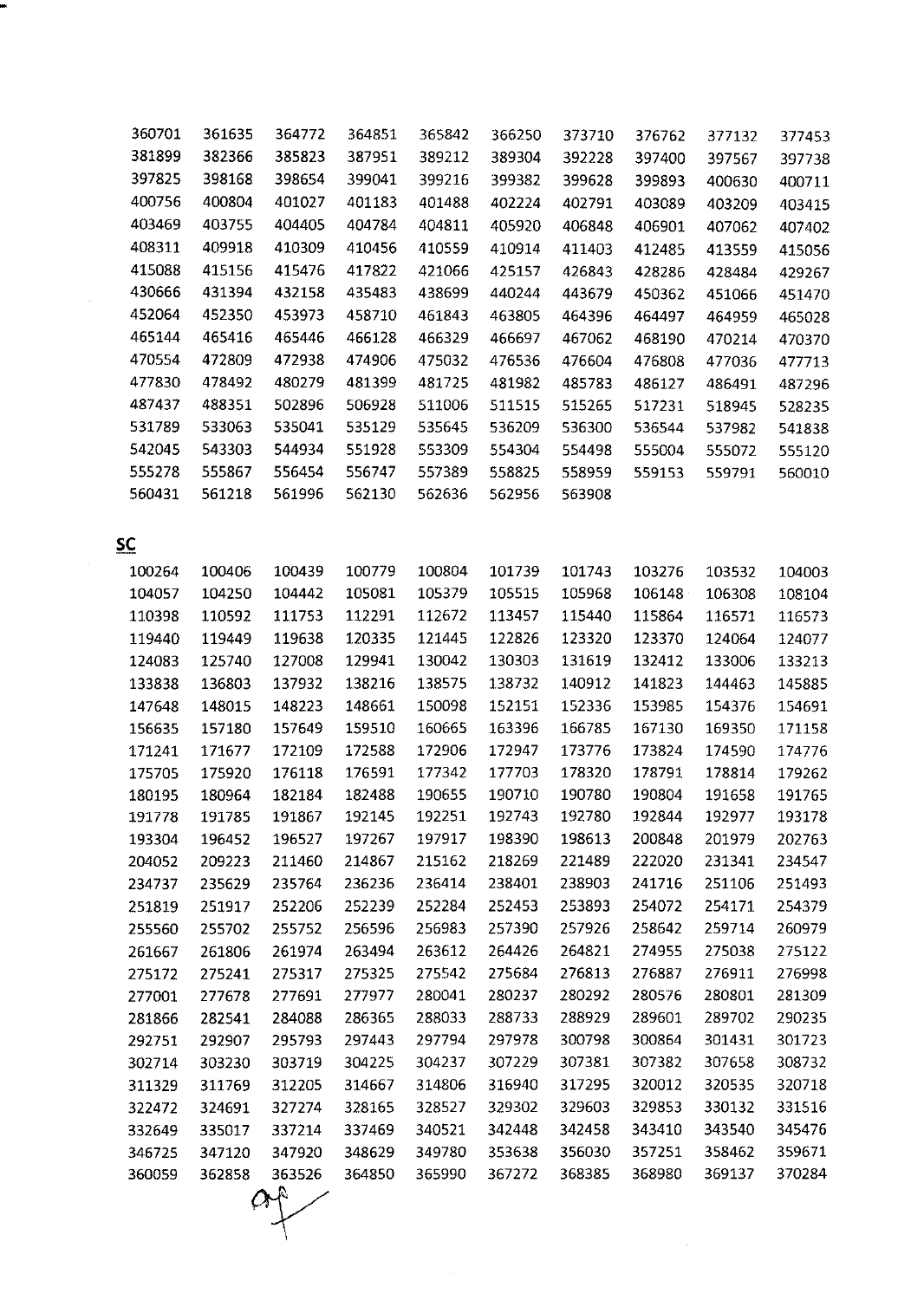| | | | | | | | | | |
|---|---|---|---|---|---|---|---|---|---|
| 360701 | 361635 | 364772 | 364851 | 365842 | 366250 | 373710 | 376762 | 377132 | 377453 |
| 381899 | 382366 | 385823 | 387951 | 389212 | 389304 | 392228 | 397400 | 397567 | 397738 |
| 397825 | 398168 | 398654 | 399041 | 399216 | 399382 | 399628 | 399893 | 400630 | 400711 |
| 400756 | 400804 | 401027 | 401183 | 401488 | 402224 | 402791 | 403089 | 403209 | 403415 |
| 403469 | 403755 | 404405 | 404784 | 404811 | 405920 | 406848 | 406901 | 407062 | 407402 |
| 408311 | 409918 | 410309 | 410456 | 410559 | 410914 | 411403 | 412485 | 413559 | 415056 |
| 415088 | 415156 | 415476 | 417822 | 421066 | 425157 | 426843 | 428286 | 428484 | 429267 |
| 430666 | 431394 | 432158 | 435483 | 438699 | 440244 | 443679 | 450362 | 451066 | 451470 |
| 452064 | 452350 | 453973 | 458710 | 461843 | 463805 | 464396 | 464497 | 464959 | 465028 |
| 465144 | 465416 | 465446 | 466128 | 466329 | 466697 | 467062 | 468190 | 470214 | 470370 |
| 470554 | 472809 | 472938 | 474906 | 475032 | 476536 | 476604 | 476808 | 477036 | 477713 |
| 477830 | 478492 | 480279 | 481399 | 481725 | 481982 | 485783 | 486127 | 486491 | 487296 |
| 487437 | 488351 | 502896 | 506928 | 511006 | 511515 | 515265 | 517231 | 518945 | 528235 |
| 531789 | 533063 | 535041 | 535129 | 535645 | 536209 | 536300 | 536544 | 537982 | 541838 |
| 542045 | 543303 | 544934 | 551928 | 553309 | 554304 | 554498 | 555004 | 555072 | 555120 |
| 555278 | 555867 | 556454 | 556747 | 557389 | 558825 | 558959 | 559153 | 559791 | 560010 |
| 560431 | 561218 | 561996 | 562130 | 562636 | 562956 | 563908 | | | |

**SC**

| | | | | | | | | | |
|---|---|---|---|---|---|---|---|---|---|
| 100264 | 100406 | 100439 | 100779 | 100804 | 101739 | 101743 | 103276 | 103532 | 104003 |
| 104057 | 104250 | 104442 | 105081 | 105379 | 105515 | 105968 | 106148 | 106308 | 108104 |
| 110398 | 110592 | 111753 | 112291 | 112672 | 113457 | 115440 | 115864 | 116571 | 116573 |
| 119440 | 119449 | 119638 | 120335 | 121445 | 122826 | 123320 | 123370 | 124064 | 124077 |
| 124083 | 125740 | 127008 | 129941 | 130042 | 130303 | 131619 | 132412 | 133006 | 133213 |
| 133838 | 136803 | 137932 | 138216 | 138575 | 138732 | 140912 | 141823 | 144463 | 145885 |
| 147648 | 148015 | 148223 | 148661 | 150098 | 152151 | 152336 | 153985 | 154376 | 154691 |
| 156635 | 157180 | 157649 | 159510 | 160665 | 163396 | 166785 | 167130 | 169350 | 171158 |
| 171241 | 171677 | 172109 | 172588 | 172906 | 172947 | 173776 | 173824 | 174590 | 174776 |
| 175705 | 175920 | 176118 | 176591 | 177342 | 177703 | 178320 | 178791 | 178814 | 179262 |
| 180195 | 180964 | 182184 | 182488 | 190655 | 190710 | 190780 | 190804 | 191658 | 191765 |
| 191778 | 191785 | 191867 | 192145 | 192251 | 192743 | 192780 | 192844 | 192977 | 193178 |
| 193304 | 196452 | 196527 | 197267 | 197917 | 198390 | 198613 | 200848 | 201979 | 202763 |
| 204052 | 209223 | 211460 | 214867 | 215162 | 218269 | 221489 | 222020 | 231341 | 234547 |
| 234737 | 235629 | 235764 | 236236 | 236414 | 238401 | 238903 | 241716 | 251106 | 251493 |
| 251819 | 251917 | 252206 | 252239 | 252284 | 252453 | 253893 | 254072 | 254171 | 254379 |
| 255560 | 255702 | 255752 | 256596 | 256983 | 257390 | 257926 | 258642 | 259714 | 260979 |
| 261667 | 261806 | 261974 | 263494 | 263612 | 264426 | 264821 | 274955 | 275038 | 275122 |
| 275172 | 275241 | 275317 | 275325 | 275542 | 275684 | 276813 | 276887 | 276911 | 276998 |
| 277001 | 277678 | 277691 | 277977 | 280041 | 280237 | 280292 | 280576 | 280801 | 281309 |
| 281866 | 282541 | 284088 | 286365 | 288033 | 288733 | 288929 | 289601 | 289702 | 290235 |
| 292751 | 292907 | 295793 | 297443 | 297794 | 297978 | 300798 | 300864 | 301431 | 301723 |
| 302714 | 303230 | 303719 | 304225 | 304237 | 307229 | 307381 | 307382 | 307658 | 308732 |
| 311329 | 311769 | 312205 | 314667 | 314806 | 316940 | 317295 | 320012 | 320535 | 320718 |
| 322472 | 324691 | 327274 | 328165 | 328527 | 329302 | 329603 | 329853 | 330132 | 331516 |
| 332649 | 335017 | 337214 | 337469 | 340521 | 342448 | 342458 | 343410 | 343540 | 345476 |
| 346725 | 347120 | 347920 | 348629 | 349780 | 353638 | 356030 | 357251 | 358462 | 359671 |
| 360059 | 362858 | 363526 | 364850 | 365990 | 367272 | 368385 | 368980 | 369137 | 370284 |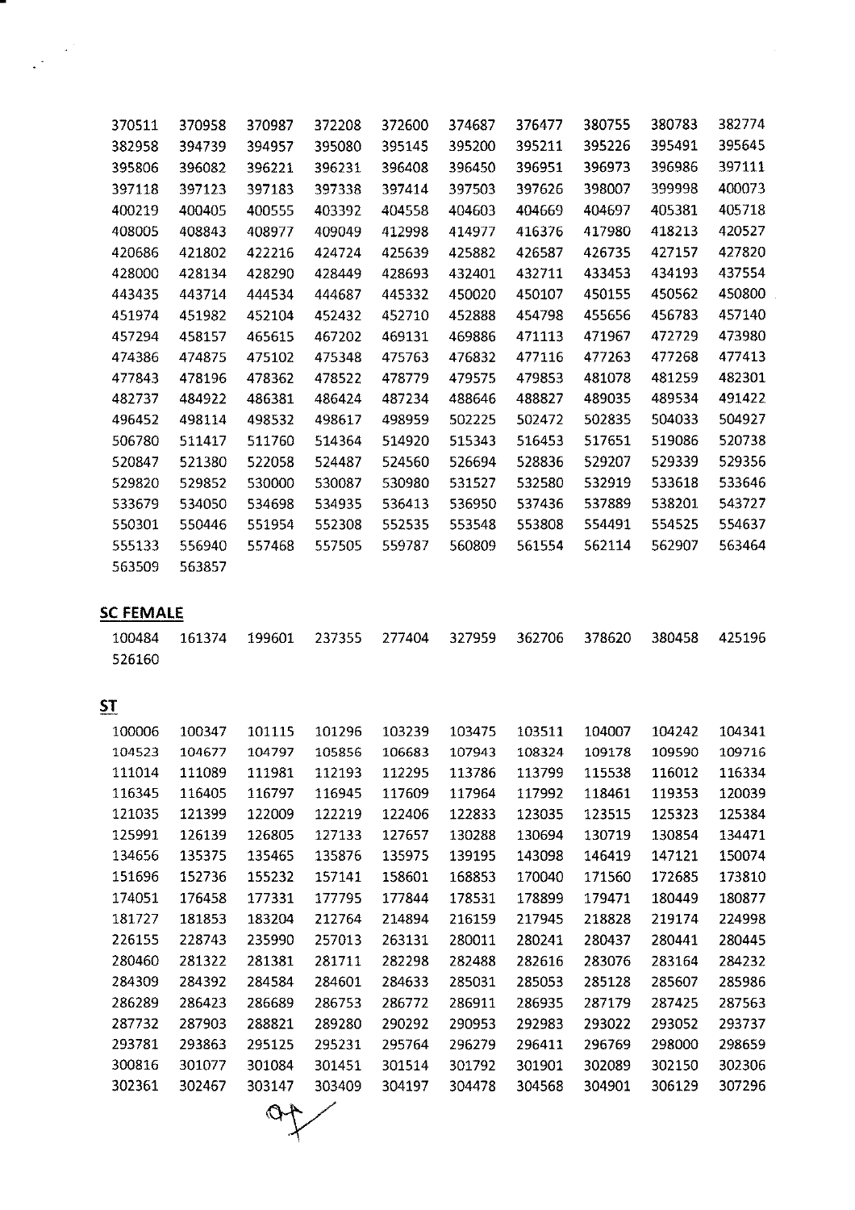370511 370958 370987 372208 372600 374687 376477 380755 380783 382774
382958 394739 394957 395080 395145 395200 395211 395226 395491 395645
395806 396082 396221 396231 396408 396450 396951 396973 396986 397111
397118 397123 397183 397338 397414 397503 397626 398007 399998 400073
400219 400405 400555 403392 404558 404603 404669 404697 405381 405718
408005 408843 408977 409049 412998 414977 416376 417980 418213 420527
420686 421802 422216 424724 425639 425882 426587 426735 427157 427820
428000 428134 428290 428449 428693 432401 432711 433453 434193 437554
443435 443714 444534 444687 445332 450020 450107 450155 450562 450800
451974 451982 452104 452432 452710 452888 454798 455656 456783 457140
457294 458157 465615 467202 469131 469886 471113 471967 472729 473980
474386 474875 475102 475348 475763 476832 477116 477263 477268 477413
477843 478196 478362 478522 478779 479575 479853 481078 481259 482301
482737 484922 486381 486424 487234 488646 488827 489035 489534 491422
496452 498114 498532 498617 498959 502225 502472 502835 504033 504927
506780 511417 511760 514364 514920 515343 516453 517651 519086 520738
520847 521380 522058 524487 524560 526694 528836 529207 529339 529356
529820 529852 530000 530087 530980 531527 532580 532919 533618 533646
533679 534050 534698 534935 536413 536950 537436 537889 538201 543727
550301 550446 551954 552308 552535 553548 553808 554491 554525 554637
555133 556940 557468 557505 559787 560809 561554 562114 562907 563464
563509 563857

## SC FEMALE

100484 161374 199601 237355 277404 327959 362706 378620 380458 425196
526160

## ST

100006 100347 101115 101296 103239 103475 103511 104007 104242 104341
104523 104677 104797 105856 106683 107943 108324 109178 109590 109716
111014 111089 111981 112193 112295 113786 113799 115538 116012 116334
116345 116405 116797 116945 117609 117964 117992 118461 119353 120039
121035 121399 122009 122219 122406 122833 123035 123515 125323 125384
125991 126139 126805 127133 127657 130288 130694 130719 130854 134471
134656 135375 135465 135876 135975 139195 143098 146419 147121 150074
151696 152736 155232 157141 158601 168853 170040 171560 172685 173810
174051 176458 177331 177795 177844 178531 178899 179471 180449 180877
181727 181853 183204 212764 214894 216159 217945 218828 219174 224998
226155 228743 235990 257013 263131 280011 280241 280437 280441 280445
280460 281322 281381 281711 282298 282488 282616 283076 283164 284232
284309 284392 284584 284601 284633 285031 285053 285128 285607 285986
286289 286423 286689 286753 286772 286911 286935 287179 287425 287563
287732 287903 288821 289280 290292 290953 292983 293022 293052 293737
293781 293863 295125 295231 295764 296279 296411 296769 298000 298659
300816 301077 301084 301451 301514 301792 301901 302089 302150 302306
302361 302467 303147 303409 304197 304478 304568 304901 306129 307296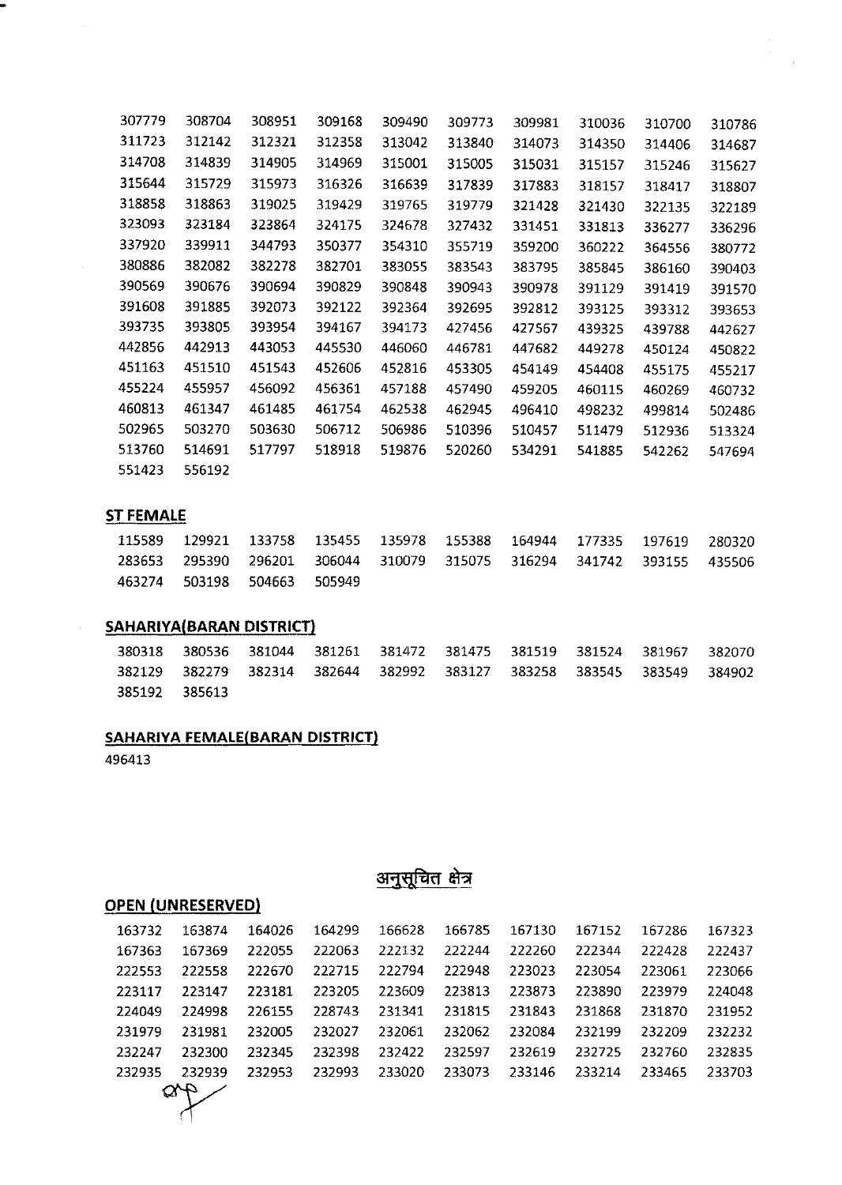| | | | | | | | | | |
|---|---|---|---|---|---|---|---|---|---|
| 307779 | 308704 | 308951 | 309168 | 309490 | 309773 | 309981 | 310036 | 310700 | 310786 |
| 311723 | 312142 | 312321 | 312358 | 313042 | 313840 | 314073 | 314350 | 314406 | 314687 |
| 314708 | 314839 | 314905 | 314969 | 315001 | 315005 | 315031 | 315157 | 315246 | 315627 |
| 315644 | 315729 | 315973 | 316326 | 316639 | 317839 | 317883 | 318157 | 318417 | 318807 |
| 318858 | 318863 | 319025 | 319429 | 319765 | 319779 | 321428 | 321430 | 322135 | 322189 |
| 323093 | 323184 | 323864 | 324175 | 324678 | 327432 | 331451 | 331813 | 336277 | 336296 |
| 337920 | 339911 | 344793 | 350377 | 354310 | 355719 | 359200 | 360222 | 364556 | 380772 |
| 380886 | 382082 | 382278 | 382701 | 383055 | 383543 | 383795 | 385845 | 386160 | 390403 |
| 390569 | 390676 | 390694 | 390829 | 390848 | 390943 | 390978 | 391129 | 391419 | 391570 |
| 391608 | 391885 | 392073 | 392122 | 392364 | 392695 | 392812 | 393125 | 393312 | 393653 |
| 393735 | 393805 | 393954 | 394167 | 394173 | 427456 | 427567 | 439325 | 439788 | 442627 |
| 442856 | 442913 | 443053 | 445530 | 446060 | 446781 | 447682 | 449278 | 450124 | 450822 |
| 451163 | 451510 | 451543 | 452606 | 452816 | 453305 | 454149 | 454408 | 455175 | 455217 |
| 455224 | 455957 | 456092 | 456361 | 457188 | 457490 | 459205 | 460115 | 460269 | 460732 |
| 460813 | 461347 | 461485 | 461754 | 462538 | 462945 | 496410 | 498232 | 499814 | 502486 |
| 502965 | 503270 | 503630 | 506712 | 506986 | 510396 | 510457 | 511479 | 512936 | 513324 |
| 513760 | 514691 | 517797 | 518918 | 519876 | 520260 | 534291 | 541885 | 542262 | 547694 |
| 551423 | 556192 | | | | | | | | |

**ST FEMALE**

| | | | | | | | | | |
|---|---|---|---|---|---|---|---|---|---|
| 115589 | 129921 | 133758 | 135455 | 135978 | 155388 | 164944 | 177335 | 197619 | 280320 |
| 283653 | 295390 | 296201 | 306044 | 310079 | 315075 | 316294 | 341742 | 393155 | 435506 |
| 463274 | 503198 | 504663 | 505949 | | | | | | |

**SAHARIYA(BARAN DISTRICT)**

| | | | | | | | | | |
|---|---|---|---|---|---|---|---|---|---|
| 380318 | 380536 | 381044 | 381261 | 381472 | 381475 | 381519 | 381524 | 381967 | 382070 |
| 382129 | 382279 | 382314 | 382644 | 382992 | 383127 | 383258 | 383545 | 383549 | 384902 |
| 385192 | 385613 | | | | | | | | |

**SAHARIYA FEMALE(BARAN DISTRICT)**

496413

## अनुसूचित क्षेत्र

**OPEN (UNRESERVED)**

| | | | | | | | | | |
|---|---|---|---|---|---|---|---|---|---|
| 163732 | 163874 | 164026 | 164299 | 166628 | 166785 | 167130 | 167152 | 167286 | 167323 |
| 167363 | 167369 | 222055 | 222063 | 222132 | 222244 | 222260 | 222344 | 222428 | 222437 |
| 222553 | 222558 | 222670 | 222715 | 222794 | 222948 | 223023 | 223054 | 223061 | 223066 |
| 223117 | 223147 | 223181 | 223205 | 223609 | 223813 | 223873 | 223890 | 223979 | 224048 |
| 224049 | 224998 | 226155 | 228743 | 231341 | 231815 | 231843 | 231868 | 231870 | 231952 |
| 231979 | 231981 | 232005 | 232027 | 232061 | 232062 | 232084 | 232199 | 232209 | 232232 |
| 232247 | 232300 | 232345 | 232398 | 232422 | 232597 | 232619 | 232725 | 232760 | 232835 |
| 232935 | 232939 | 232953 | 232993 | 233020 | 233073 | 233146 | 233214 | 233465 | 233703 |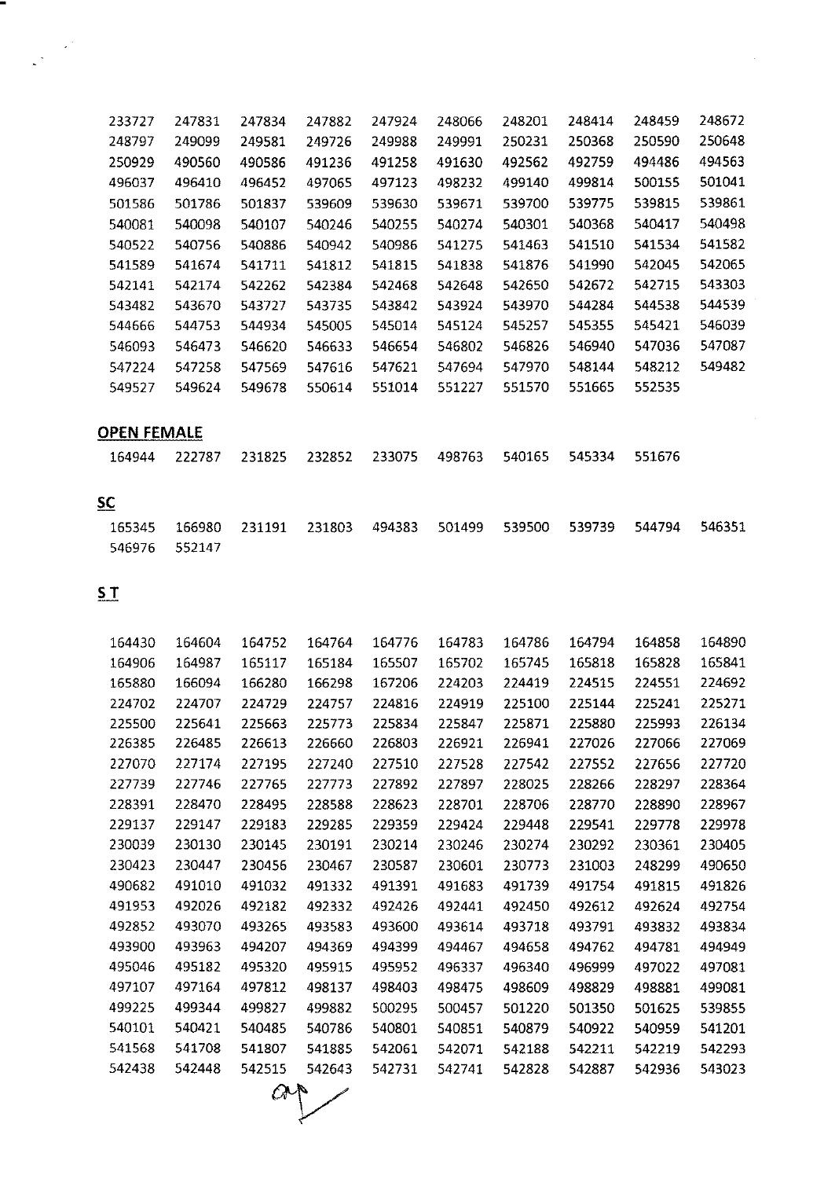| | | | | | | | | | |
|---|---|---|---|---|---|---|---|---|---|
| 233727 | 247831 | 247834 | 247882 | 247924 | 248066 | 248201 | 248414 | 248459 | 248672 |
| 248797 | 249099 | 249581 | 249726 | 249988 | 249991 | 250231 | 250368 | 250590 | 250648 |
| 250929 | 490560 | 490586 | 491236 | 491258 | 491630 | 492562 | 492759 | 494486 | 494563 |
| 496037 | 496410 | 496452 | 497065 | 497123 | 498232 | 499140 | 499814 | 500155 | 501041 |
| 501586 | 501786 | 501837 | 539609 | 539630 | 539671 | 539700 | 539775 | 539815 | 539861 |
| 540081 | 540098 | 540107 | 540246 | 540255 | 540274 | 540301 | 540368 | 540417 | 540498 |
| 540522 | 540756 | 540886 | 540942 | 540986 | 541275 | 541463 | 541510 | 541534 | 541582 |
| 541589 | 541674 | 541711 | 541812 | 541815 | 541838 | 541876 | 541990 | 542045 | 542065 |
| 542141 | 542174 | 542262 | 542384 | 542468 | 542648 | 542650 | 542672 | 542715 | 543303 |
| 543482 | 543670 | 543727 | 543735 | 543842 | 543924 | 543970 | 544284 | 544538 | 544539 |
| 544666 | 544753 | 544934 | 545005 | 545014 | 545124 | 545257 | 545355 | 545421 | 546039 |
| 546093 | 546473 | 546620 | 546633 | 546654 | 546802 | 546826 | 546940 | 547036 | 547087 |
| 547224 | 547258 | 547569 | 547616 | 547621 | 547694 | 547970 | 548144 | 548212 | 549482 |
| 549527 | 549624 | 549678 | 550614 | 551014 | 551227 | 551570 | 551665 | 552535 | |

**OPEN FEMALE**

| | | | | | | | | |
|---|---|---|---|---|---|---|---|---|
| 164944 | 222787 | 231825 | 232852 | 233075 | 498763 | 540165 | 545334 | 551676 |

**SC**

| | | | | | | | | | |
|---|---|---|---|---|---|---|---|---|---|
| 165345 | 166980 | 231191 | 231803 | 494383 | 501499 | 539500 | 539739 | 544794 | 546351 |
| 546976 | 552147 | | | | | | | | |

**S T**

| | | | | | | | | | |
|---|---|---|---|---|---|---|---|---|---|
| 164430 | 164604 | 164752 | 164764 | 164776 | 164783 | 164786 | 164794 | 164858 | 164890 |
| 164906 | 164987 | 165117 | 165184 | 165507 | 165702 | 165745 | 165818 | 165828 | 165841 |
| 165880 | 166094 | 166280 | 166298 | 167206 | 224203 | 224419 | 224515 | 224551 | 224692 |
| 224702 | 224707 | 224729 | 224757 | 224816 | 224919 | 225100 | 225144 | 225241 | 225271 |
| 225500 | 225641 | 225663 | 225773 | 225834 | 225847 | 225871 | 225880 | 225993 | 226134 |
| 226385 | 226485 | 226613 | 226660 | 226803 | 226921 | 226941 | 227026 | 227066 | 227069 |
| 227070 | 227174 | 227195 | 227240 | 227510 | 227528 | 227542 | 227552 | 227656 | 227720 |
| 227739 | 227746 | 227765 | 227773 | 227892 | 227897 | 228025 | 228266 | 228297 | 228364 |
| 228391 | 228470 | 228495 | 228588 | 228623 | 228701 | 228706 | 228770 | 228890 | 228967 |
| 229137 | 229147 | 229183 | 229285 | 229359 | 229424 | 229448 | 229541 | 229778 | 229978 |
| 230039 | 230130 | 230145 | 230191 | 230214 | 230246 | 230274 | 230292 | 230361 | 230405 |
| 230423 | 230447 | 230456 | 230467 | 230587 | 230601 | 230773 | 231003 | 248299 | 490650 |
| 490682 | 491010 | 491032 | 491332 | 491391 | 491683 | 491739 | 491754 | 491815 | 491826 |
| 491953 | 492026 | 492182 | 492332 | 492426 | 492441 | 492450 | 492612 | 492624 | 492754 |
| 492852 | 493070 | 493265 | 493583 | 493600 | 493614 | 493718 | 493791 | 493832 | 493834 |
| 493900 | 493963 | 494207 | 494369 | 494399 | 494467 | 494658 | 494762 | 494781 | 494949 |
| 495046 | 495182 | 495320 | 495915 | 495952 | 496337 | 496340 | 496999 | 497022 | 497081 |
| 497107 | 497164 | 497812 | 498137 | 498403 | 498475 | 498609 | 498829 | 498881 | 499081 |
| 499225 | 499344 | 499827 | 499882 | 500295 | 500457 | 501220 | 501350 | 501625 | 539855 |
| 540101 | 540421 | 540485 | 540786 | 540801 | 540851 | 540879 | 540922 | 540959 | 541201 |
| 541568 | 541708 | 541807 | 541885 | 542061 | 542071 | 542188 | 542211 | 542219 | 542293 |
| 542438 | 542448 | 542515 | 542643 | 542731 | 542741 | 542828 | 542887 | 542936 | 543023 |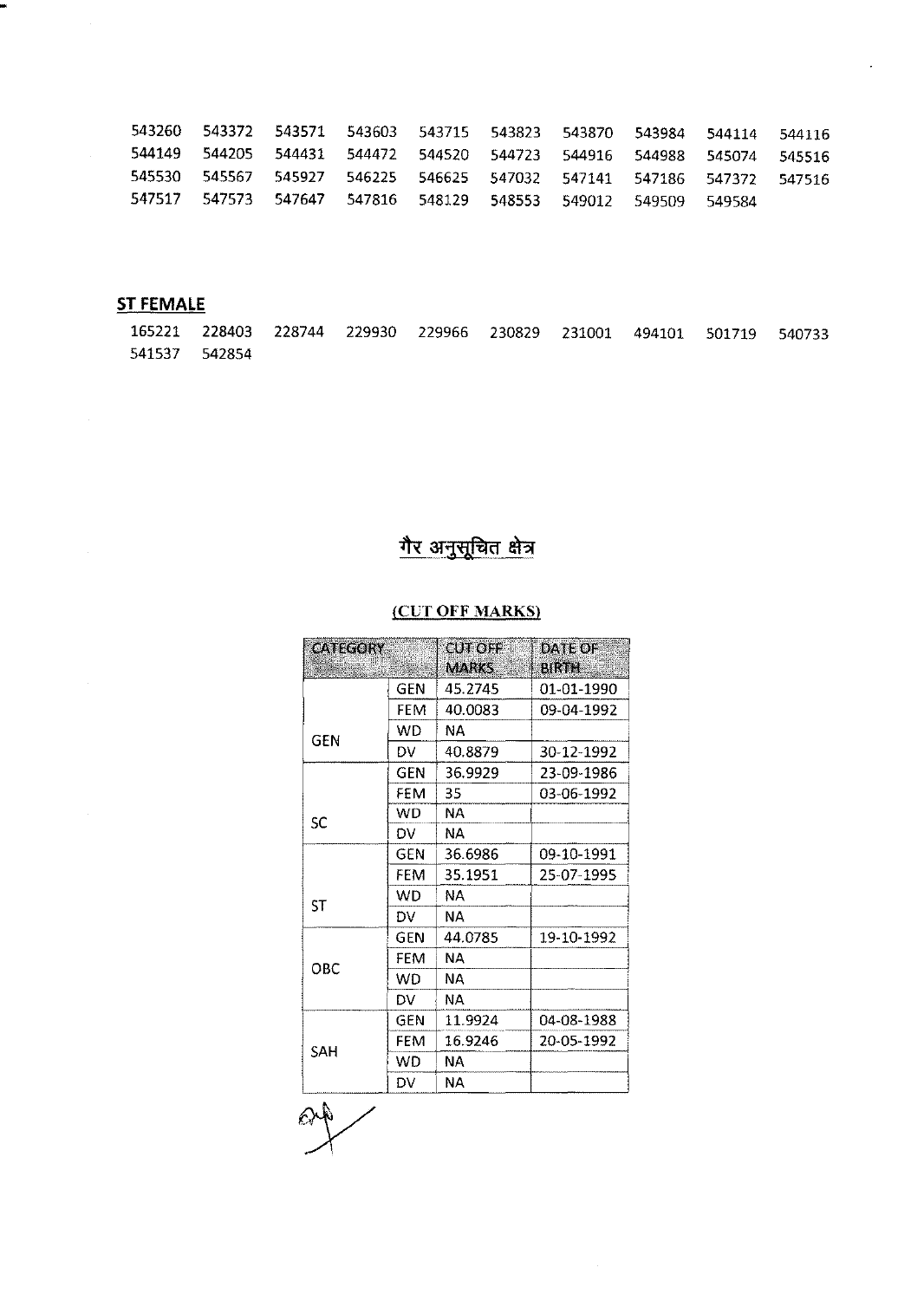543260 543372 543571 543603 543715 543823 543870 543984 544114 544116
544149 544205 544431 544472 544520 544723 544916 544988 545074 545516
545530 545567 545927 546225 546625 547032 547141 547186 547372 547516
547517 547573 547647 547816 548129 548553 549012 549509 549584

**ST FEMALE**

165221 228403 228744 229930 229966 230829 231001 494101 501719 540733
541537 542854

## गैर अनुसूचित क्षेत्र

**(CUT OFF MARKS)**

| CATEGORY | | CUT OFF MARKS | DATE OF BIRTH |
|---|---|---|---|
| GEN | GEN | 45.2745 | 01-01-1990 |
| | FEM | 40.0083 | 09-04-1992 |
| | WD | NA | |
| | DV | 40.8879 | 30-12-1992 |
| SC | GEN | 36.9929 | 23-09-1986 |
| | FEM | 35 | 03-06-1992 |
| | WD | NA | |
| | DV | NA | |
| ST | GEN | 36.6986 | 09-10-1991 |
| | FEM | 35.1951 | 25-07-1995 |
| | WD | NA | |
| | DV | NA | |
| OBC | GEN | 44.0785 | 19-10-1992 |
| | FEM | NA | |
| | WD | NA | |
| | DV | NA | |
| SAH | GEN | 11.9924 | 04-08-1988 |
| | FEM | 16.9246 | 20-05-1992 |
| | WD | NA | |
| | DV | NA | |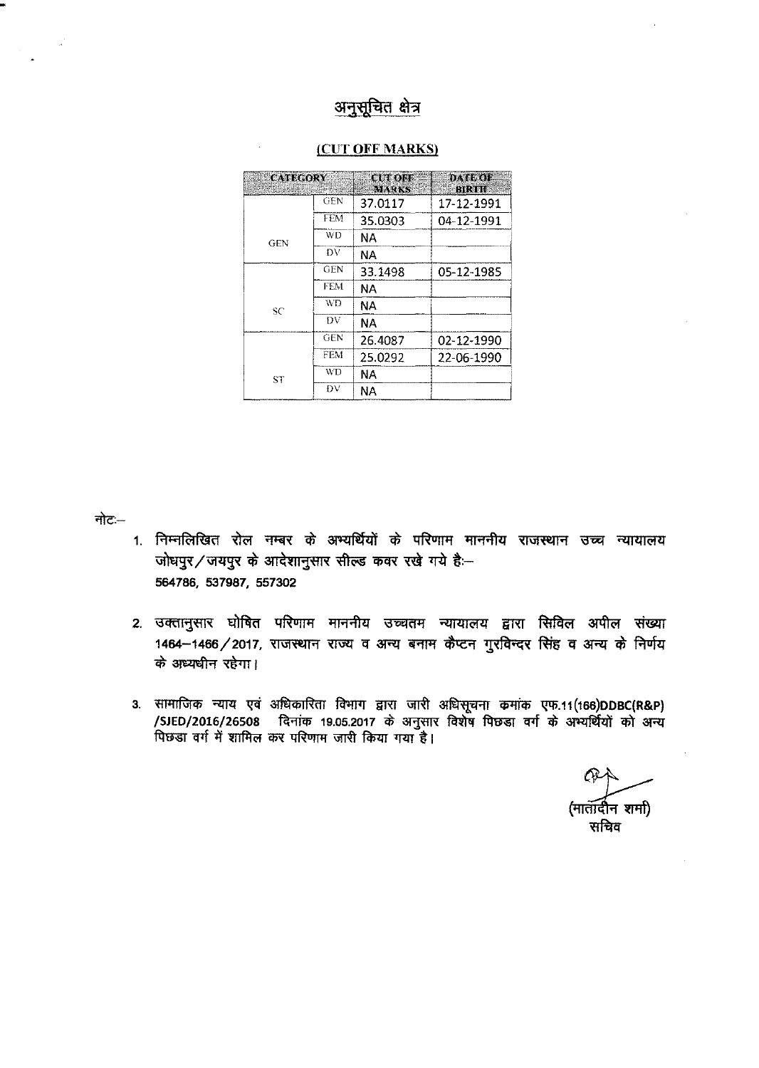# अनुसूचित क्षेत्र

## (CUT OFF MARKS)

| CATEGORY | | CUT OFF MARKS | DATE OF BIRTH |
|---|---|---|---|
| GEN | GEN | 37.0117 | 17-12-1991 |
| | FEM | 35.0303 | 04-12-1991 |
| | WD | NA | |
| | DV | NA | |
| SC | GEN | 33.1498 | 05-12-1985 |
| | FEM | NA | |
| | WD | NA | |
| | DV | NA | |
| ST | GEN | 26.4087 | 02-12-1990 |
| | FEM | 25.0292 | 22-06-1990 |
| | WD | NA | |
| | DV | NA | |

नोटः—

1. निम्नलिखित रोल नम्बर के अभ्यर्थियों के परिणाम माननीय राजस्थान उच्च न्यायालय जोधपुर/जयपुर के आदेशानुसार सीलड कवर रखे गये है:—
   **564786, 537987, 557302**

2. उक्तानुसार घोषित परिणाम माननीय उच्चतम न्यायालय द्वारा सिविल अपील संख्या 1464—1466/2017, राजस्थान राज्य व अन्य बनाम कैप्टन गुरविन्दर सिंह व अन्य के निर्णय के अध्यधीन रहेगा।

3. सामाजिक न्याय एवं अधिकारिता विभाग द्वारा जारी अधिसूचना कमांक एफ.11(166)DDBC(R&P)/SJED/2016/26508 दिनांक 19.05.2017 के अनुसार विशेष पिछडा वर्ग के अभ्यर्थियों को अन्य पिछडा वर्ग में शामिल कर परिणाम जारी किया गया है।

(मातादीन शर्मा)
सचिव